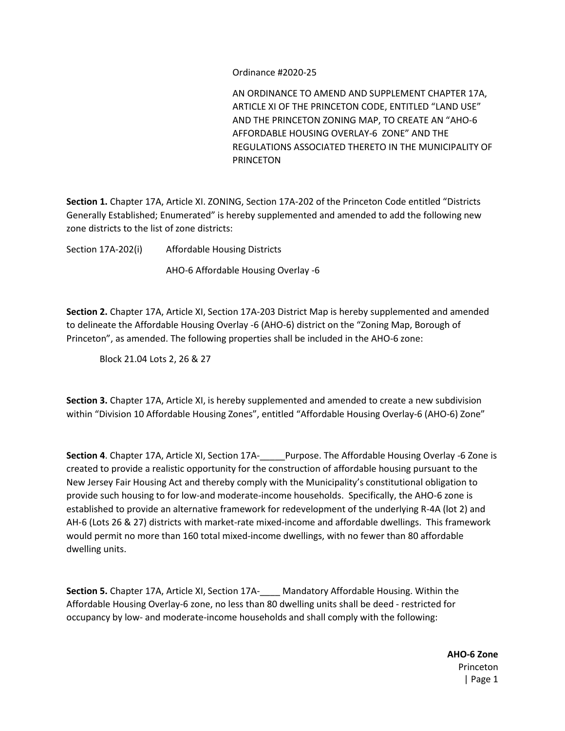Ordinance #2020-25

AN ORDINANCE TO AMEND AND SUPPLEMENT CHAPTER 17A, ARTICLE XI OF THE PRINCETON CODE, ENTITLED "LAND USE" AND THE PRINCETON ZONING MAP, TO CREATE AN "AHO-6 AFFORDABLE HOUSING OVERLAY-6 ZONE" AND THE REGULATIONS ASSOCIATED THERETO IN THE MUNICIPALITY OF PRINCETON

**Section 1.** Chapter 17A, Article XI. ZONING, Section 17A-202 of the Princeton Code entitled "Districts Generally Established; Enumerated" is hereby supplemented and amended to add the following new zone districts to the list of zone districts:

Section 17A-202(i) Affordable Housing Districts

AHO-6 Affordable Housing Overlay -6

**Section 2.** Chapter 17A, Article XI, Section 17A-203 District Map is hereby supplemented and amended to delineate the Affordable Housing Overlay -6 (AHO-6) district on the "Zoning Map, Borough of Princeton", as amended. The following properties shall be included in the AHO-6 zone:

Block 21.04 Lots 2, 26 & 27

**Section 3.** Chapter 17A, Article XI, is hereby supplemented and amended to create a new subdivision within "Division 10 Affordable Housing Zones", entitled "Affordable Housing Overlay-6 (AHO-6) Zone"

**Section 4**. Chapter 17A, Article XI, Section 17A-_____Purpose. The Affordable Housing Overlay -6 Zone is created to provide a realistic opportunity for the construction of affordable housing pursuant to the New Jersey Fair Housing Act and thereby comply with the Municipality's constitutional obligation to provide such housing to for low-and moderate-income households. Specifically, the AHO-6 zone is established to provide an alternative framework for redevelopment of the underlying R-4A (lot 2) and AH-6 (Lots 26 & 27) districts with market-rate mixed-income and affordable dwellings. This framework would permit no more than 160 total mixed-income dwellings, with no fewer than 80 affordable dwelling units.

**Section 5.** Chapter 17A, Article XI, Section 17A-____ Mandatory Affordable Housing. Within the Affordable Housing Overlay-6 zone, no less than 80 dwelling units shall be deed - restricted for occupancy by low- and moderate-income households and shall comply with the following: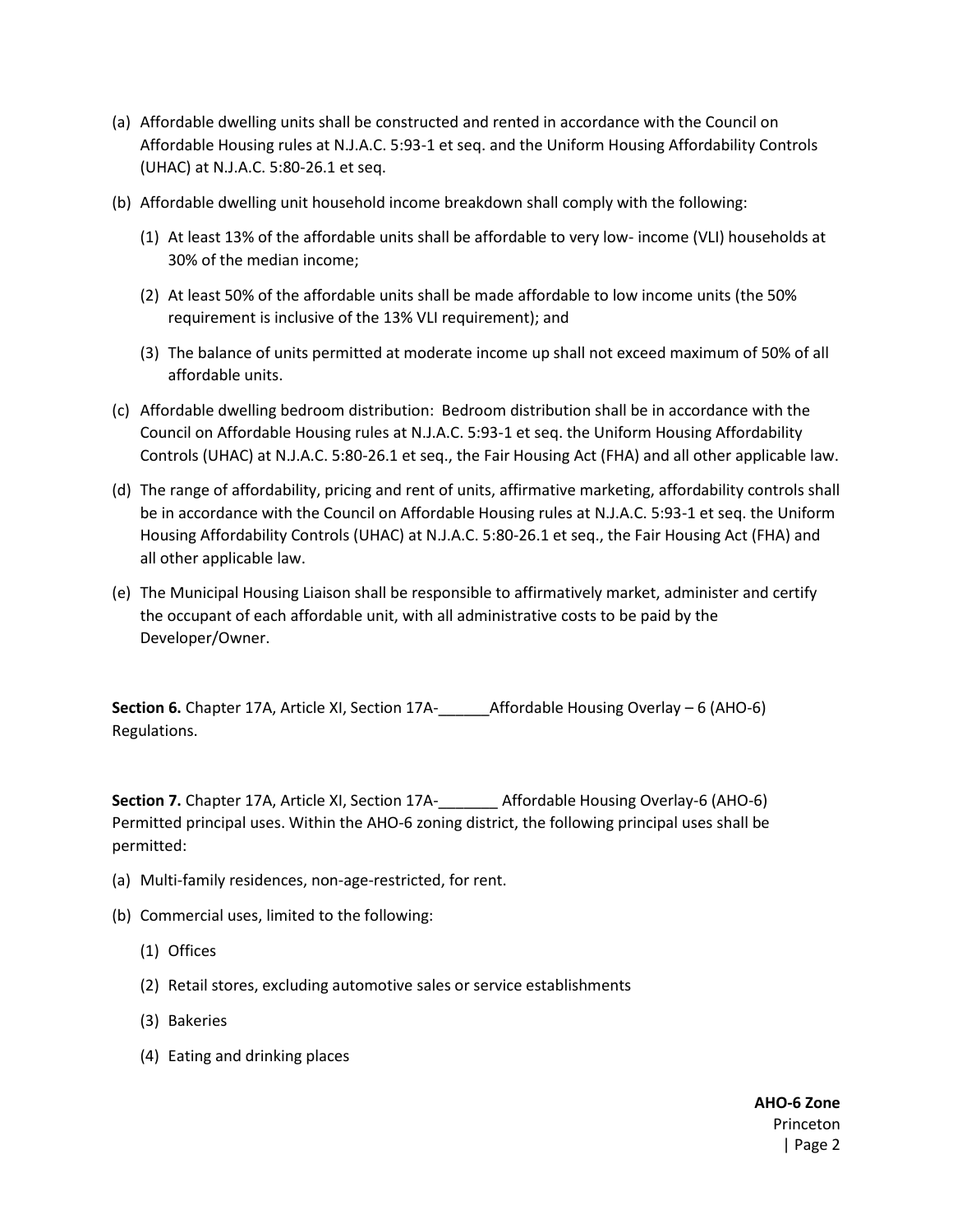(a) Affordable dwelling units shall be constructed and rented in accordance with the Council on Affordable Housing rules at N.J.A.C. 5:93-1 et seq. and the Uniform Housing Affordability Controls (UHAC) at N.J.A.C. 5:80-26.1 et seq.

(b) Affordable dwelling unit household income breakdown shall comply with the following:

(1) At least 13% of the affordable units shall be affordable to very low- income (VLI) households at 30% of the median income;

(2) At least 50% of the affordable units shall be made affordable to low income units (the 50% requirement is inclusive of the 13% VLI requirement); and

(3) The balance of units permitted at moderate income up shall not exceed maximum of 50% of all affordable units.

(c) Affordable dwelling bedroom distribution: Bedroom distribution shall be in accordance with the Council on Affordable Housing rules at N.J.A.C. 5:93-1 et seq. the Uniform Housing Affordability Controls (UHAC) at N.J.A.C. 5:80-26.1 et seq., the Fair Housing Act (FHA) and all other applicable law.

(d) The range of affordability, pricing and rent of units, affirmative marketing, affordability controls shall be in accordance with the Council on Affordable Housing rules at N.J.A.C. 5:93-1 et seq. the Uniform Housing Affordability Controls (UHAC) at N.J.A.C. 5:80-26.1 et seq., the Fair Housing Act (FHA) and all other applicable law.

(e) The Municipal Housing Liaison shall be responsible to affirmatively market, administer and certify the occupant of each affordable unit, with all administrative costs to be paid by the Developer/Owner.

**Section 6.** Chapter 17A, Article XI, Section 17A-______Affordable Housing Overlay – 6 (AHO-6) Regulations.

**Section 7.** Chapter 17A, Article XI, Section 17A-_______ Affordable Housing Overlay-6 (AHO-6) Permitted principal uses. Within the AHO-6 zoning district, the following principal uses shall be permitted:

(a) Multi-family residences, non-age-restricted, for rent.

(b) Commercial uses, limited to the following:

(1) Offices

(2) Retail stores, excluding automotive sales or service establishments

(3) Bakeries

(4) Eating and drinking places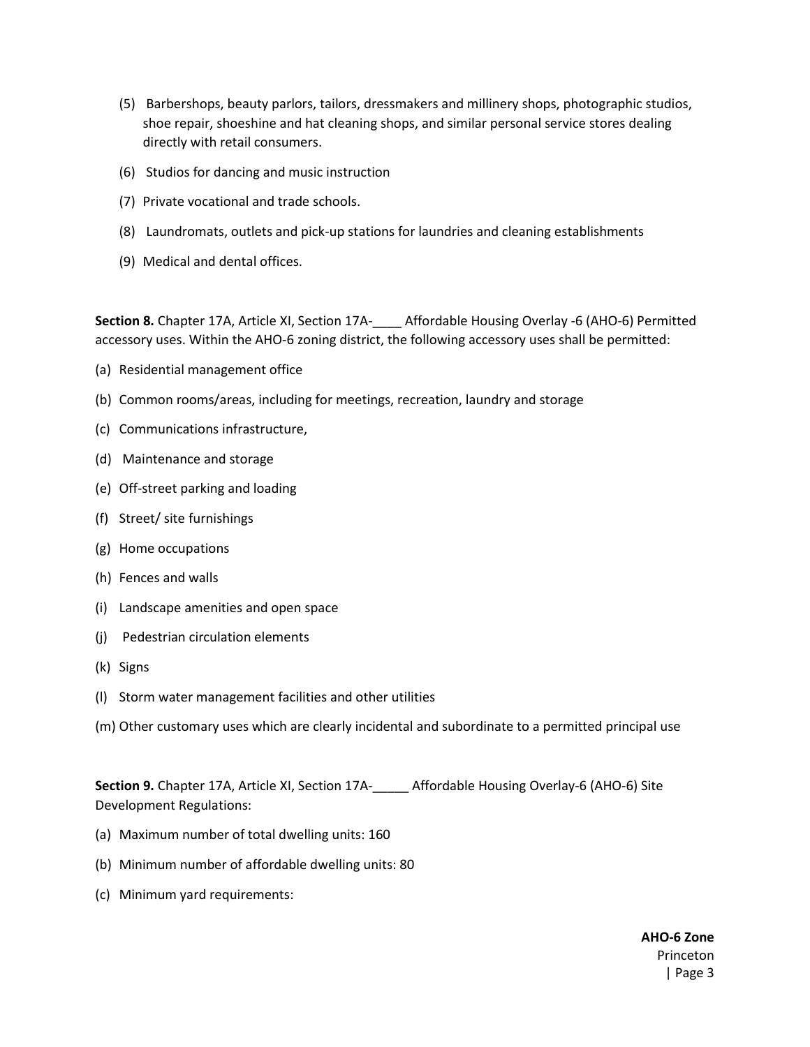(5) Barbershops, beauty parlors, tailors, dressmakers and millinery shops, photographic studios, shoe repair, shoeshine and hat cleaning shops, and similar personal service stores dealing directly with retail consumers.

(6) Studios for dancing and music instruction

(7) Private vocational and trade schools.

(8) Laundromats, outlets and pick-up stations for laundries and cleaning establishments

(9) Medical and dental offices.

**Section 8.** Chapter 17A, Article XI, Section 17A-____ Affordable Housing Overlay -6 (AHO-6) Permitted accessory uses. Within the AHO-6 zoning district, the following accessory uses shall be permitted:

(a) Residential management office

(b) Common rooms/areas, including for meetings, recreation, laundry and storage

(c) Communications infrastructure,

(d) Maintenance and storage

(e) Off-street parking and loading

(f) Street/ site furnishings

(g) Home occupations

(h) Fences and walls

(i) Landscape amenities and open space

(j) Pedestrian circulation elements

(k) Signs

(l) Storm water management facilities and other utilities

(m) Other customary uses which are clearly incidental and subordinate to a permitted principal use

**Section 9.** Chapter 17A, Article XI, Section 17A-_____ Affordable Housing Overlay-6 (AHO-6) Site Development Regulations:

(a) Maximum number of total dwelling units: 160

(b) Minimum number of affordable dwelling units: 80

(c) Minimum yard requirements: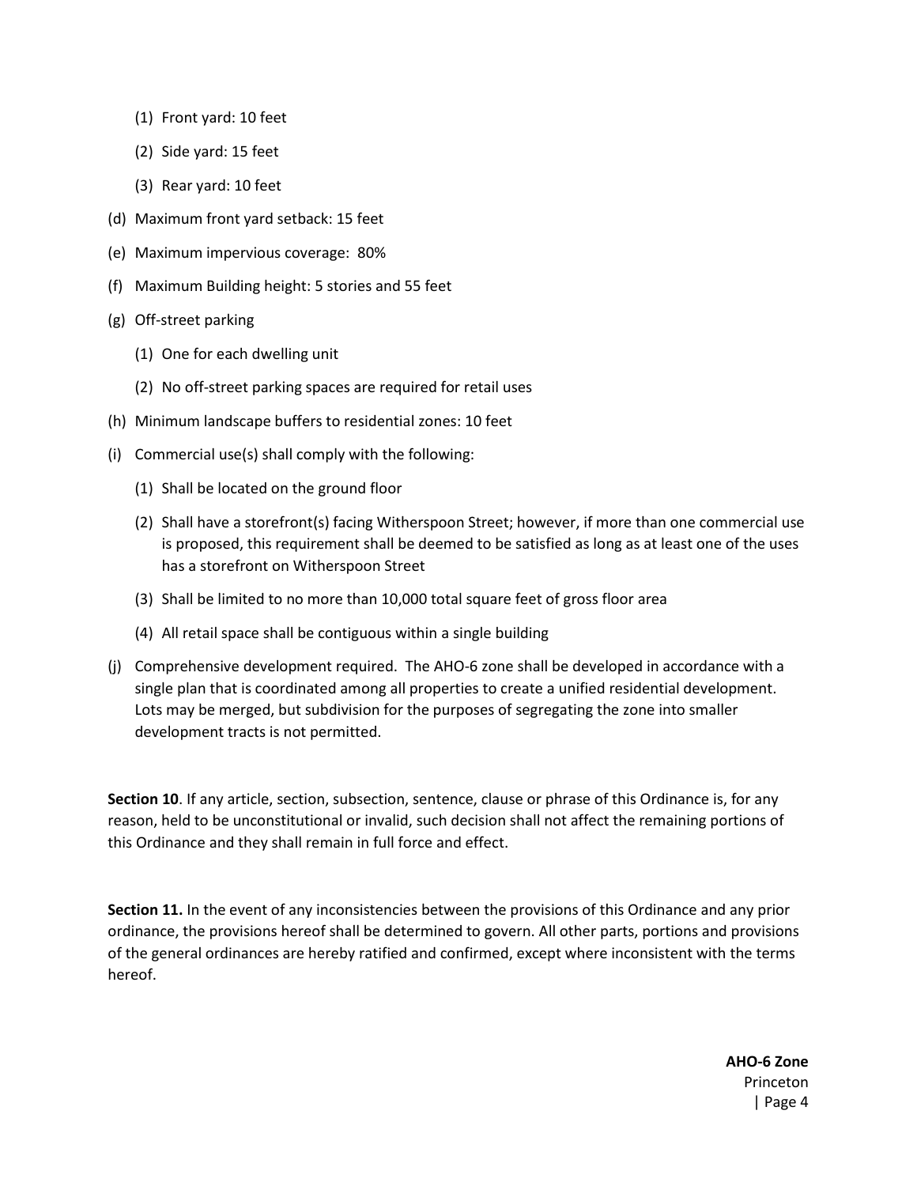(1) Front yard: 10 feet

(2) Side yard: 15 feet

(3) Rear yard: 10 feet

(d) Maximum front yard setback: 15 feet

(e) Maximum impervious coverage: 80%

(f) Maximum Building height: 5 stories and 55 feet

(g) Off-street parking

(1) One for each dwelling unit

(2) No off-street parking spaces are required for retail uses

(h) Minimum landscape buffers to residential zones: 10 feet

(i) Commercial use(s) shall comply with the following:

(1) Shall be located on the ground floor

(2) Shall have a storefront(s) facing Witherspoon Street; however, if more than one commercial use is proposed, this requirement shall be deemed to be satisfied as long as at least one of the uses has a storefront on Witherspoon Street

(3) Shall be limited to no more than 10,000 total square feet of gross floor area

(4) All retail space shall be contiguous within a single building

(j) Comprehensive development required. The AHO-6 zone shall be developed in accordance with a single plan that is coordinated among all properties to create a unified residential development. Lots may be merged, but subdivision for the purposes of segregating the zone into smaller development tracts is not permitted.

**Section 10**. If any article, section, subsection, sentence, clause or phrase of this Ordinance is, for any reason, held to be unconstitutional or invalid, such decision shall not affect the remaining portions of this Ordinance and they shall remain in full force and effect.

**Section 11.** In the event of any inconsistencies between the provisions of this Ordinance and any prior ordinance, the provisions hereof shall be determined to govern. All other parts, portions and provisions of the general ordinances are hereby ratified and confirmed, except where inconsistent with the terms hereof.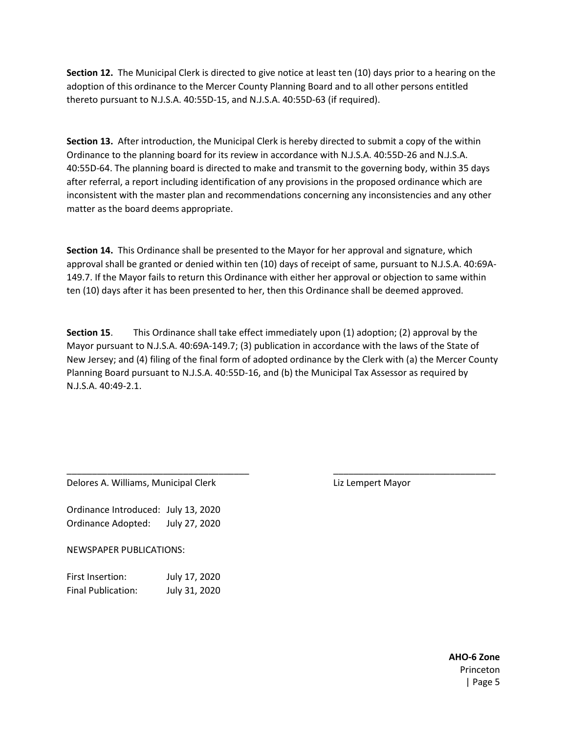**Section 12.** The Municipal Clerk is directed to give notice at least ten (10) days prior to a hearing on the adoption of this ordinance to the Mercer County Planning Board and to all other persons entitled thereto pursuant to N.J.S.A. 40:55D-15, and N.J.S.A. 40:55D-63 (if required).

**Section 13.** After introduction, the Municipal Clerk is hereby directed to submit a copy of the within Ordinance to the planning board for its review in accordance with N.J.S.A. 40:55D-26 and N.J.S.A. 40:55D-64. The planning board is directed to make and transmit to the governing body, within 35 days after referral, a report including identification of any provisions in the proposed ordinance which are inconsistent with the master plan and recommendations concerning any inconsistencies and any other matter as the board deems appropriate.

**Section 14.** This Ordinance shall be presented to the Mayor for her approval and signature, which approval shall be granted or denied within ten (10) days of receipt of same, pursuant to N.J.S.A. 40:69A-149.7. If the Mayor fails to return this Ordinance with either her approval or objection to same within ten (10) days after it has been presented to her, then this Ordinance shall be deemed approved.

**Section 15**. This Ordinance shall take effect immediately upon (1) adoption; (2) approval by the Mayor pursuant to N.J.S.A. 40:69A-149.7; (3) publication in accordance with the laws of the State of New Jersey; and (4) filing of the final form of adopted ordinance by the Clerk with (a) the Mercer County Planning Board pursuant to N.J.S.A. 40:55D-16, and (b) the Municipal Tax Assessor as required by N.J.S.A. 40:49-2.1.

\_\_\_\_\_\_\_\_\_\_\_\_\_\_\_\_\_\_\_\_\_\_\_\_\_\_\_\_\_\_\_\_\_\_\_\_
Delores A. Williams, Municipal Clerk

\_\_\_\_\_\_\_\_\_\_\_\_\_\_\_\_\_\_\_\_\_\_\_\_\_\_\_\_\_\_\_\_\_\_\_\_
Liz Lempert Mayor

Ordinance Introduced: July 13, 2020
Ordinance Adopted: July 27, 2020

NEWSPAPER PUBLICATIONS:

First Insertion: July 17, 2020
Final Publication: July 31, 2020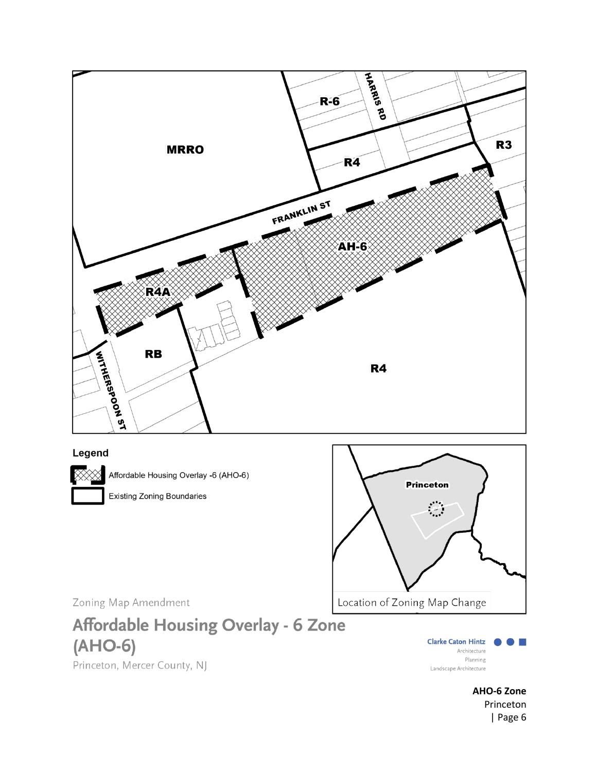MRRO

R-6

HARRIS RD

R4

R3

FRANKLIN ST

AH-6

R4A

RB

R4

WITHERSPOON ST

**Legend**

Affordable Housing Overlay -6 (AHO-6)

Existing Zoning Boundaries

Princeton

Location of Zoning Map Change

Zoning Map Amendment

## Affordable Housing Overlay - 6 Zone (AHO-6)

Princeton, Mercer County, NJ

Clarke Caton Hintz
Architecture
Planning
Landscape Architecture